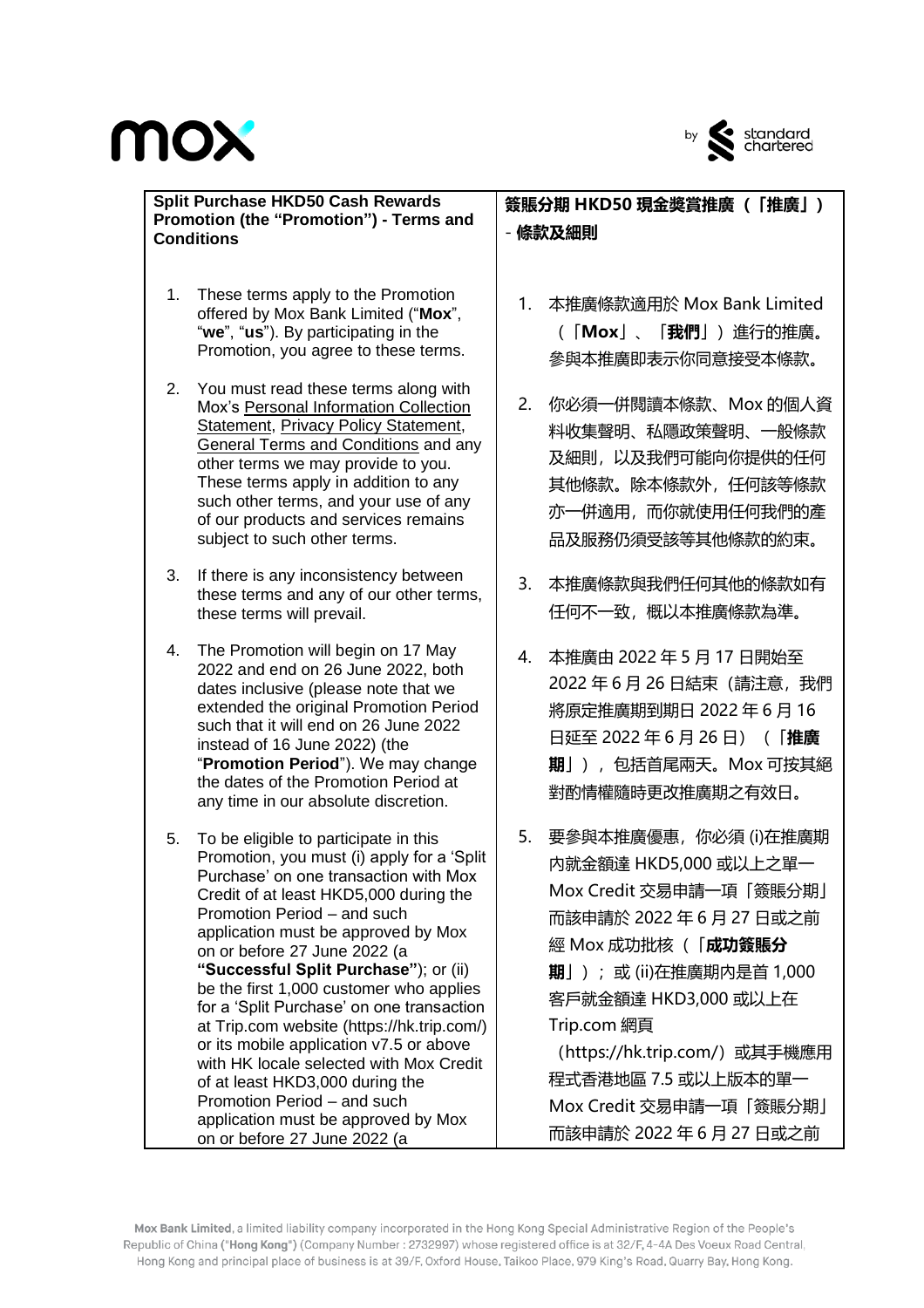**Split Purchase HKD50 Cash Rewards Promotion (the "Promotion") - Terms and Conditions**

1. These terms apply to the Promotion offered by Mox Bank Limited ("**Mox**", "**we**", "**us**"). By participating in the Promotion, you agree to these terms.

2. You must read these terms along with Mox's Personal Information Collection Statement, Privacy Policy Statement, General Terms and Conditions and any other terms we may provide to you. These terms apply in addition to any such other terms, and your use of any of our products and services remains subject to such other terms.

3. If there is any inconsistency between these terms and any of our other terms, these terms will prevail.

4. The Promotion will begin on 17 May 2022 and end on 26 June 2022, both dates inclusive (please note that we extended the original Promotion Period such that it will end on 26 June 2022 instead of 16 June 2022) (the "**Promotion Period**"). We may change the dates of the Promotion Period at any time in our absolute discretion.

5. To be eligible to participate in this Promotion, you must (i) apply for a 'Split Purchase' on one transaction with Mox Credit of at least HKD5,000 during the Promotion Period – and such application must be approved by Mox on or before 27 June 2022 (a **"Successful Split Purchase"**); or (ii) be the first 1,000 customer who applies for a 'Split Purchase' on one transaction at Trip.com website (https://hk.trip.com/) or its mobile application v7.5 or above with HK locale selected with Mox Credit of at least HKD3,000 during the Promotion Period – and such application must be approved by Mox on or before 27 June 2022 (a

**簽賬分期 HKD50 現金獎賞推廣（「推廣」）- 條款及細則**

1. 本推廣條款適用於 Mox Bank Limited（「**Mox**」、「**我們**」）進行的推廣。參與本推廣即表示你同意接受本條款。

2. 你必須一併閱讀本條款、Mox 的個人資料收集聲明、私隱政策聲明、一般條款及細則，以及我們可能向你提供的任何其他條款。除本條款外，任何該等條款亦一併適用，而你就使用任何我們的產品及服務仍須受該等其他條款的約束。

3. 本推廣條款與我們任何其他的條款如有任何不一致，概以本推廣條款為準。

4. 本推廣由 2022 年 5 月 17 日開始至 2022 年 6 月 26 日結束（請注意，我們將原定推廣期到期日 2022 年 6 月 16 日延至 2022 年 6 月 26 日）（「**推廣期**」），包括首尾兩天。Mox 可按其絕對酌情權隨時更改推廣期之有效日。

5. 要參與本推廣優惠，你必須 (i)在推廣期內就金額達 HKD5,000 或以上之單一 Mox Credit 交易申請一項「簽賬分期」而該申請於 2022 年 6 月 27 日或之前經 Mox 成功批核（「**成功簽賬分期**」）；或 (ii)在推廣期內是首 1,000 客戶就金額達 HKD3,000 或以上在 Trip.com 網頁（https://hk.trip.com/）或其手機應用程式香港地區 7.5 或以上版本的單一 Mox Credit 交易申請一項「簽賬分期」而該申請於 2022 年 6 月 27 日或之前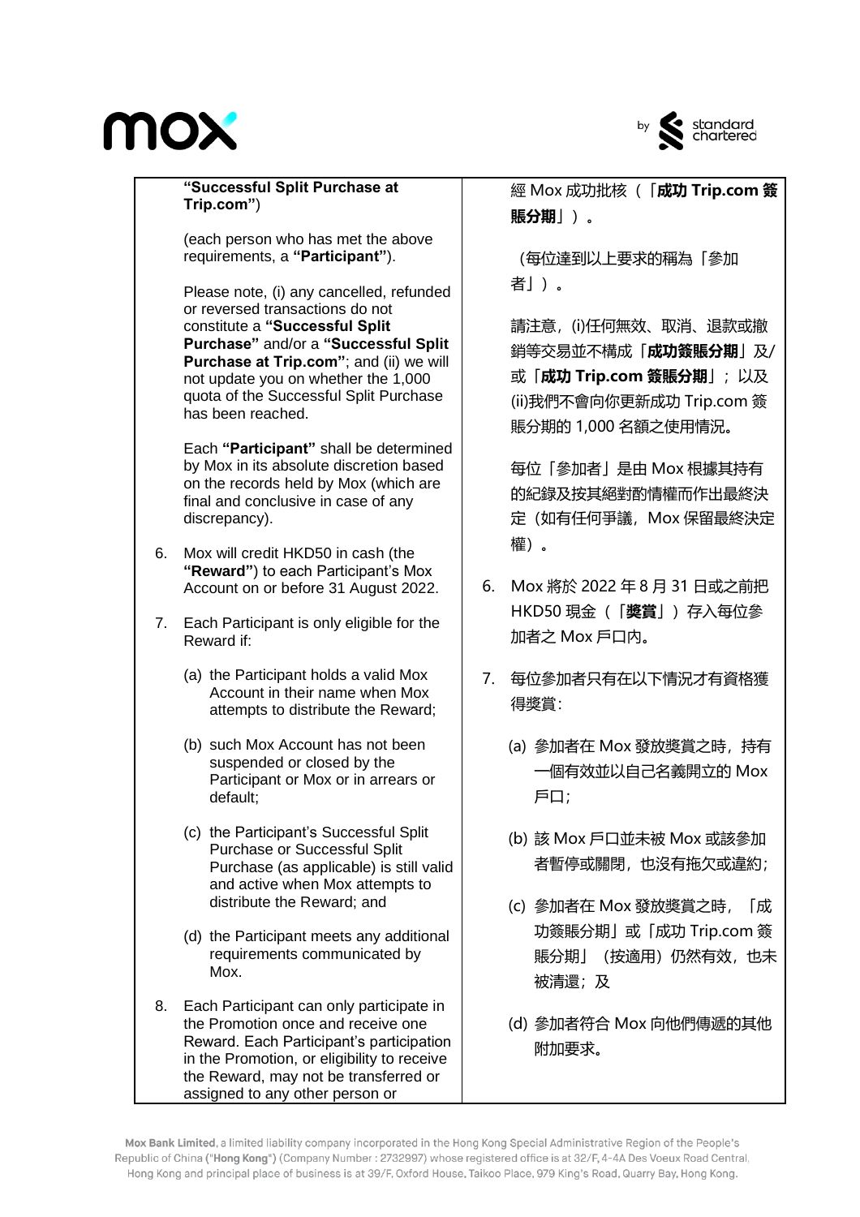**"Successful Split Purchase at Trip.com"**)

(each person who has met the above requirements, a **"Participant"**).

Please note, (i) any cancelled, refunded or reversed transactions do not constitute a **"Successful Split Purchase"** and/or a **"Successful Split Purchase at Trip.com"**; and (ii) we will not update you on whether the 1,000 quota of the Successful Split Purchase has been reached.

Each **"Participant"** shall be determined by Mox in its absolute discretion based on the records held by Mox (which are final and conclusive in case of any discrepancy).

6. Mox will credit HKD50 in cash (the **"Reward"**) to each Participant's Mox Account on or before 31 August 2022.

7. Each Participant is only eligible for the Reward if:

   (a) the Participant holds a valid Mox Account in their name when Mox attempts to distribute the Reward;

   (b) such Mox Account has not been suspended or closed by the Participant or Mox or in arrears or default;

   (c) the Participant's Successful Split Purchase or Successful Split Purchase (as applicable) is still valid and active when Mox attempts to distribute the Reward; and

   (d) the Participant meets any additional requirements communicated by Mox.

8. Each Participant can only participate in the Promotion once and receive one Reward. Each Participant's participation in the Promotion, or eligibility to receive the Reward, may not be transferred or assigned to any other person or

經 Mox 成功批核（「**成功 Trip.com 簽賬分期**」）。

（每位達到以上要求的稱為「參加者」）。

請注意，(i)任何無效、取消、退款或撤銷等交易並不構成「**成功簽賬分期**」及/或「**成功 Trip.com 簽賬分期**」；以及(ii)我們不會向你更新成功 Trip.com 簽賬分期的 1,000 名額之使用情況。

每位「參加者」是由 Mox 根據其持有的紀錄及按其絕對酌情權而作出最終決定（如有任何爭議，Mox 保留最終決定權）。

6. Mox 將於 2022 年 8 月 31 日或之前把 HKD50 現金（「**獎賞**」）存入每位參加者之 Mox 戶口內。

7. 每位參加者只有在以下情況才有資格獲得獎賞：

   (a) 參加者在 Mox 發放獎賞之時，持有一個有效並以自己名義開立的 Mox 戶口；

   (b) 該 Mox 戶口並未被 Mox 或該參加者暫停或關閉，也沒有拖欠或違約；

   (c) 參加者在 Mox 發放獎賞之時，「成功簽賬分期」或「成功 Trip.com 簽賬分期」（按適用）仍然有效，也未被清還；及

   (d) 參加者符合 Mox 向他們傳遞的其他附加要求。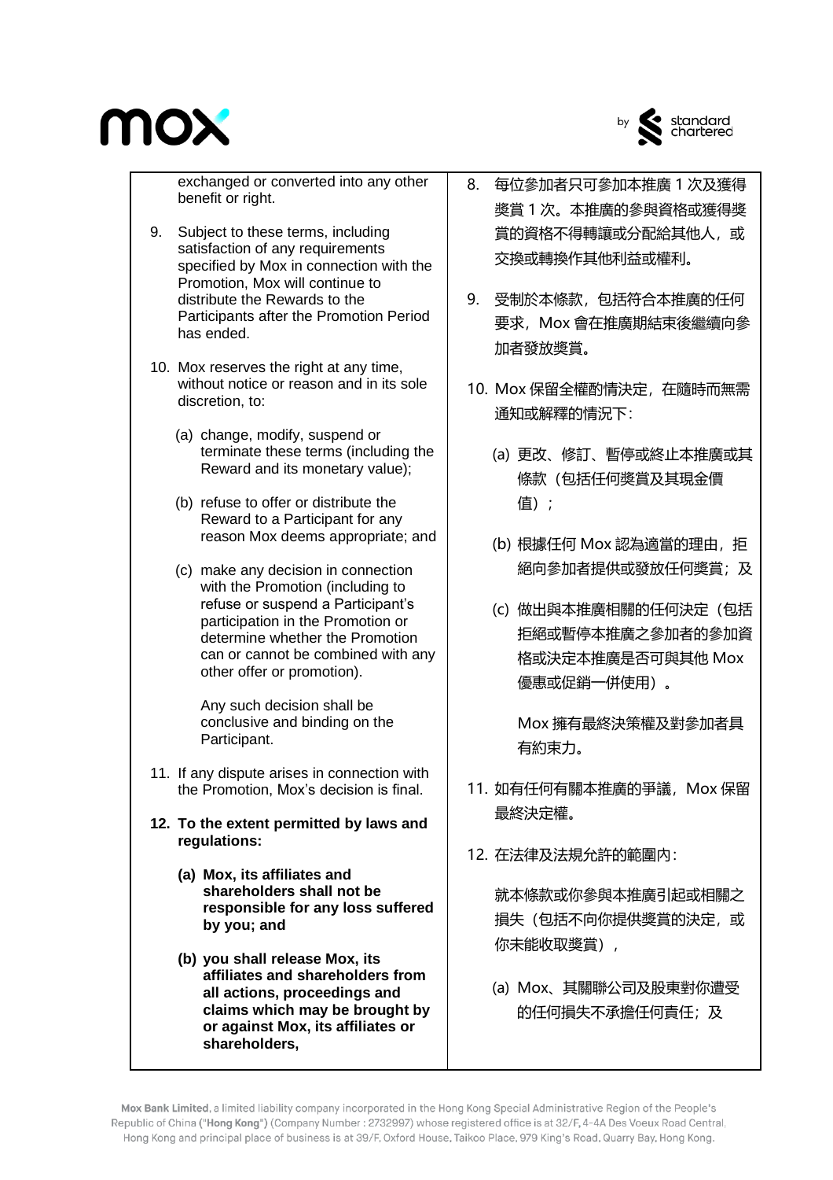exchanged or converted into any other benefit or right.

9. Subject to these terms, including satisfaction of any requirements specified by Mox in connection with the Promotion, Mox will continue to distribute the Rewards to the Participants after the Promotion Period has ended.

10. Mox reserves the right at any time, without notice or reason and in its sole discretion, to:

    (a) change, modify, suspend or terminate these terms (including the Reward and its monetary value);

    (b) refuse to offer or distribute the Reward to a Participant for any reason Mox deems appropriate; and

    (c) make any decision in connection with the Promotion (including to refuse or suspend a Participant's participation in the Promotion or determine whether the Promotion can or cannot be combined with any other offer or promotion).

    Any such decision shall be conclusive and binding on the Participant.

11. If any dispute arises in connection with the Promotion, Mox's decision is final.

**12. To the extent permitted by laws and regulations:**

   **(a) Mox, its affiliates and shareholders shall not be responsible for any loss suffered by you; and**

   **(b) you shall release Mox, its affiliates and shareholders from all actions, proceedings and claims which may be brought by or against Mox, its affiliates or shareholders,**

8. 每位參加者只可參加本推廣 1 次及獲得獎賞 1 次。本推廣的參與資格或獲得獎賞的資格不得轉讓或分配給其他人，或交換或轉換作其他利益或權利。

9. 受制於本條款，包括符合本推廣的任何要求，Mox 會在推廣期結束後繼續向參加者發放獎賞。

10. Mox 保留全權酌情決定，在隨時而無需通知或解釋的情況下：

    (a) 更改、修訂、暫停或終止本推廣或其條款（包括任何獎賞及其現金價值）；

    (b) 根據任何 Mox 認為適當的理由，拒絕向參加者提供或發放任何獎賞；及

    (c) 做出與本推廣相關的任何決定（包括拒絕或暫停本推廣之參加者的參加資格或決定本推廣是否可與其他 Mox 優惠或促銷一併使用）。

    Mox 擁有最終決策權及對參加者具有約束力。

11. 如有任何有關本推廣的爭議，Mox 保留最終決定權。

12. 在法律及法規允許的範圍內：

    就本條款或你參與本推廣引起或相關之損失（包括不向你提供獎賞的決定，或你未能收取獎賞），

    (a) Mox、其關聯公司及股東對你遭受的任何損失不承擔任何責任；及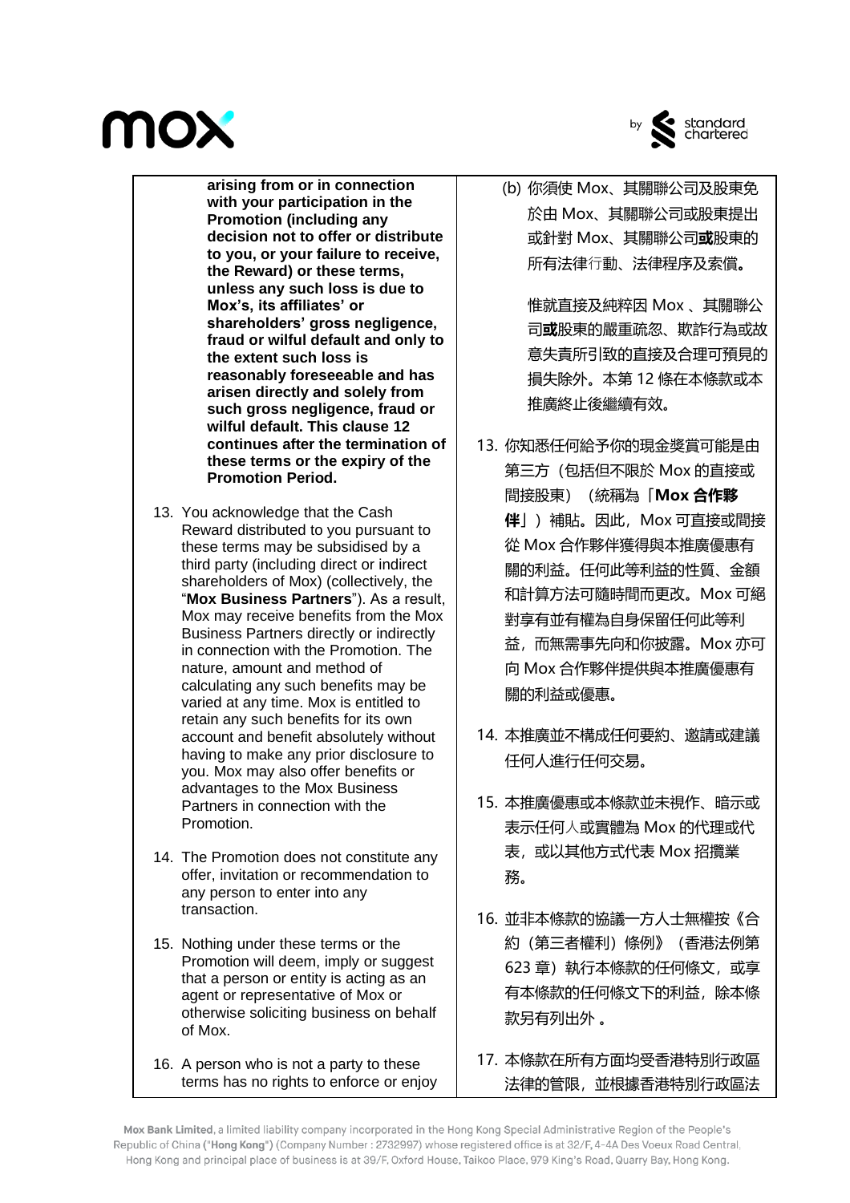**arising from or in connection with your participation in the Promotion (including any decision not to offer or distribute to you, or your failure to receive, the Reward) or these terms, unless any such loss is due to Mox's, its affiliates' or shareholders' gross negligence, fraud or wilful default and only to the extent such loss is reasonably foreseeable and has arisen directly and solely from such gross negligence, fraud or wilful default. This clause 12 continues after the termination of these terms or the expiry of the Promotion Period.**

13. You acknowledge that the Cash Reward distributed to you pursuant to these terms may be subsidised by a third party (including direct or indirect shareholders of Mox) (collectively, the "**Mox Business Partners**"). As a result, Mox may receive benefits from the Mox Business Partners directly or indirectly in connection with the Promotion. The nature, amount and method of calculating any such benefits may be varied at any time. Mox is entitled to retain any such benefits for its own account and benefit absolutely without having to make any prior disclosure to you. Mox may also offer benefits or advantages to the Mox Business Partners in connection with the Promotion.

14. The Promotion does not constitute any offer, invitation or recommendation to any person to enter into any transaction.

15. Nothing under these terms or the Promotion will deem, imply or suggest that a person or entity is acting as an agent or representative of Mox or otherwise soliciting business on behalf of Mox.

16. A person who is not a party to these terms has no rights to enforce or enjoy

(b) 你須使 Mox、其關聯公司及股東免於由 Mox、其關聯公司或股東提出或針對 Mox、其關聯公司**或**股東的所有法律行動、法律程序及索償。

惟就直接及純粹因 Mox、其關聯公司**或**股東的嚴重疏忽、欺詐行為或故意失責所引致的直接及合理可預見的損失除外。本第 12 條在本條款或本推廣終止後繼續有效。

13. 你知悉任何給予你的現金獎賞可能是由第三方（包括但不限於 Mox 的直接或間接股東）（統稱為「**Mox 合作夥伴**」）補貼。因此，Mox 可直接或間接從 Mox 合作夥伴獲得與本推廣優惠有關的利益。任何此等利益的性質、金額和計算方法可隨時間而更改。Mox 可絕對享有並有權為自身保留任何此等利益，而無需事先向和你披露。Mox 亦可向 Mox 合作夥伴提供與本推廣優惠有關的利益或優惠。

14. 本推廣並不構成任何要約、邀請或建議任何人進行任何交易。

15. 本推廣優惠或本條款並未視作、暗示或表示任何人或實體為 Mox 的代理或代表，或以其他方式代表 Mox 招攬業務。

16. 並非本條款的協議一方人士無權按《合約（第三者權利）條例》（香港法例第 623 章）執行本條款的任何條文，或享有本條款的任何條文下的利益，除本條款另有列出外。

17. 本條款在所有方面均受香港特別行政區法律的管限，並根據香港特別行政區法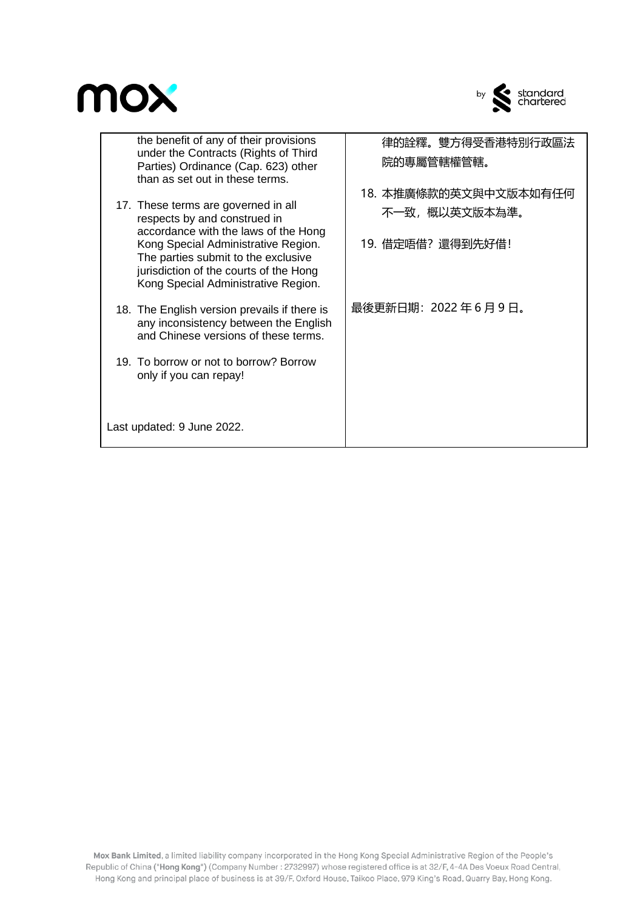the benefit of any of their provisions under the Contracts (Rights of Third Parties) Ordinance (Cap. 623) other than as set out in these terms.

17. These terms are governed in all respects by and construed in accordance with the laws of the Hong Kong Special Administrative Region. The parties submit to the exclusive jurisdiction of the courts of the Hong Kong Special Administrative Region.

18. The English version prevails if there is any inconsistency between the English and Chinese versions of these terms.

19. To borrow or not to borrow? Borrow only if you can repay!

Last updated: 9 June 2022.

律的詮釋。雙方得受香港特別行政區法院的專屬管轄權管轄。

18. 本推廣條款的英文與中文版本如有任何不一致，概以英文版本為準。

19. 借定唔借？還得到先好借!

最後更新日期：2022 年 6 月 9 日。

Mox Bank Limited, a limited liability company incorporated in the Hong Kong Special Administrative Region of the People's Republic of China ("Hong Kong") (Company Number : 2732997) whose registered office is at 32/F, 4-4A Des Voeux Road Central, Hong Kong and principal place of business is at 39/F, Oxford House, Taikoo Place, 979 King's Road, Quarry Bay, Hong Kong.